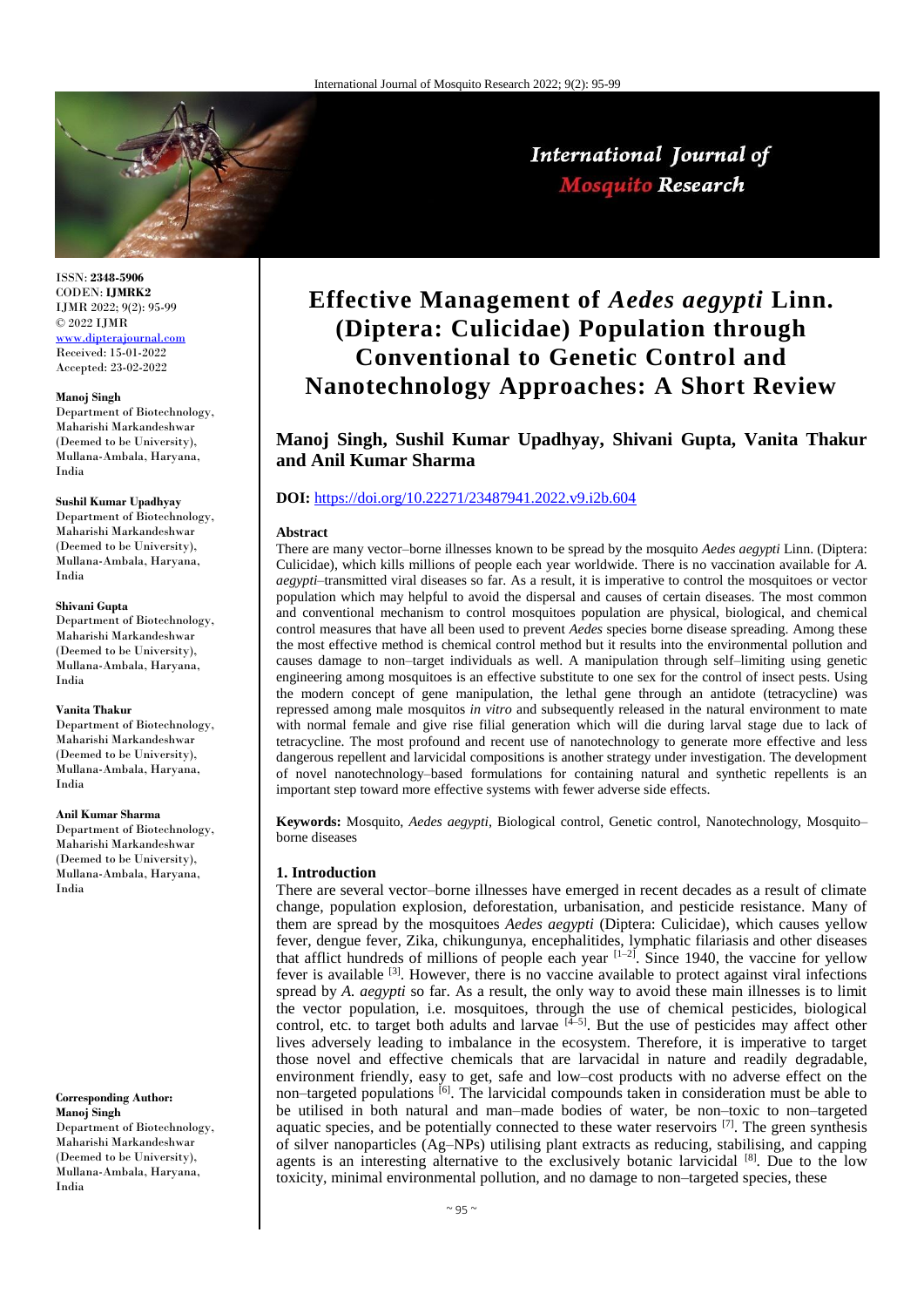ISSN: **2348-5906**
CODEN: **IJMRK2**
IJMR 2022; 9(2): 95-99
© 2022 IJMR
www.dipterajournal.com
Received: 15-01-2022
Accepted: 23-02-2022

**Manoj Singh**
Department of Biotechnology, Maharishi Markandeshwar (Deemed to be University), Mullana-Ambala, Haryana, India

**Sushil Kumar Upadhyay**
Department of Biotechnology, Maharishi Markandeshwar (Deemed to be University), Mullana-Ambala, Haryana, India

**Shivani Gupta**
Department of Biotechnology, Maharishi Markandeshwar (Deemed to be University), Mullana-Ambala, Haryana, India

**Vanita Thakur**
Department of Biotechnology, Maharishi Markandeshwar (Deemed to be University), Mullana-Ambala, Haryana, India

**Anil Kumar Sharma**
Department of Biotechnology, Maharishi Markandeshwar (Deemed to be University), Mullana-Ambala, Haryana, India

**Corresponding Author:**
**Manoj Singh**
Department of Biotechnology, Maharishi Markandeshwar (Deemed to be University), Mullana-Ambala, Haryana, India

# Effective Management of *Aedes aegypti* Linn. (Diptera: Culicidae) Population through Conventional to Genetic Control and Nanotechnology Approaches: A Short Review

**Manoj Singh, Sushil Kumar Upadhyay, Shivani Gupta, Vanita Thakur and Anil Kumar Sharma**

**DOI:** https://doi.org/10.22271/23487941.2022.v9.i2b.604

### Abstract

There are many vector–borne illnesses known to be spread by the mosquito *Aedes aegypti* Linn. (Diptera: Culicidae), which kills millions of people each year worldwide. There is no vaccination available for *A. aegypti*–transmitted viral diseases so far. As a result, it is imperative to control the mosquitoes or vector population which may helpful to avoid the dispersal and causes of certain diseases. The most common and conventional mechanism to control mosquitoes population are physical, biological, and chemical control measures that have all been used to prevent *Aedes* species borne disease spreading. Among these the most effective method is chemical control method but it results into the environmental pollution and causes damage to non–target individuals as well. A manipulation through self–limiting using genetic engineering among mosquitoes is an effective substitute to one sex for the control of insect pests. Using the modern concept of gene manipulation, the lethal gene through an antidote (tetracycline) was repressed among male mosquitos *in vitro* and subsequently released in the natural environment to mate with normal female and give rise filial generation which will die during larval stage due to lack of tetracycline. The most profound and recent use of nanotechnology to generate more effective and less dangerous repellent and larvicidal compositions is another strategy under investigation. The development of novel nanotechnology–based formulations for containing natural and synthetic repellents is an important step toward more effective systems with fewer adverse side effects.

**Keywords:** Mosquito, *Aedes aegypti,* Biological control, Genetic control, Nanotechnology, Mosquito–borne diseases

## 1. Introduction

There are several vector–borne illnesses have emerged in recent decades as a result of climate change, population explosion, deforestation, urbanisation, and pesticide resistance. Many of them are spread by the mosquitoes *Aedes aegypti* (Diptera: Culicidae), which causes yellow fever, dengue fever, Zika, chikungunya, encephalitides, lymphatic filariasis and other diseases that afflict hundreds of millions of people each year [1–2]. Since 1940, the vaccine for yellow fever is available [3]. However, there is no vaccine available to protect against viral infections spread by *A. aegypti* so far. As a result, the only way to avoid these main illnesses is to limit the vector population, i.e. mosquitoes, through the use of chemical pesticides, biological control, etc. to target both adults and larvae [4–5]. But the use of pesticides may affect other lives adversely leading to imbalance in the ecosystem. Therefore, it is imperative to target those novel and effective chemicals that are larvacidal in nature and readily degradable, environment friendly, easy to get, safe and low–cost products with no adverse effect on the non–targeted populations [6]. The larvicidal compounds taken in consideration must be able to be utilised in both natural and man–made bodies of water, be non–toxic to non–targeted aquatic species, and be potentially connected to these water reservoirs [7]. The green synthesis of silver nanoparticles (Ag–NPs) utilising plant extracts as reducing, stabilising, and capping agents is an interesting alternative to the exclusively botanic larvicidal [8]. Due to the low toxicity, minimal environmental pollution, and no damage to non–targeted species, these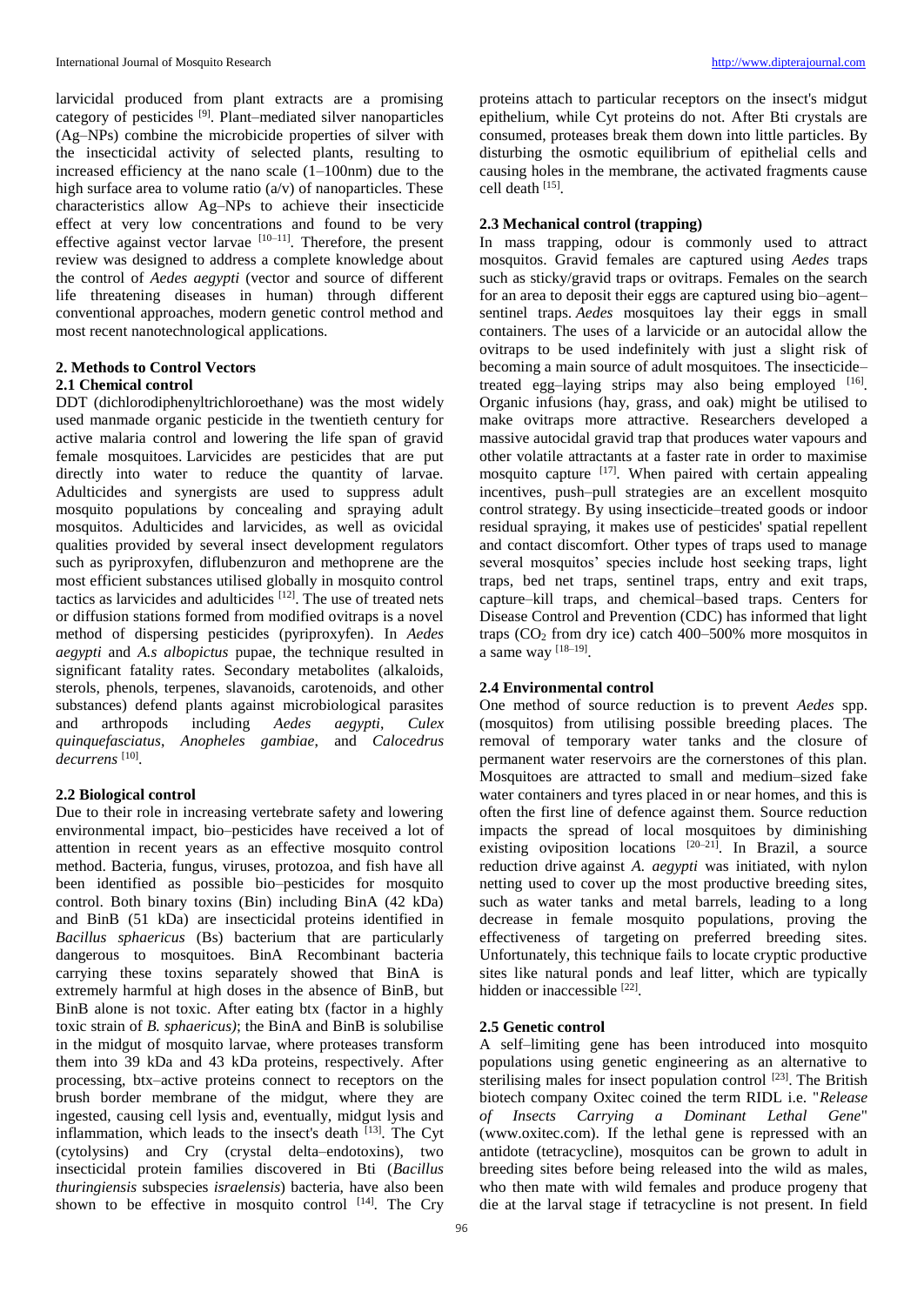larvicidal produced from plant extracts are a promising category of pesticides [9]. Plant–mediated silver nanoparticles (Ag–NPs) combine the microbicide properties of silver with the insecticidal activity of selected plants, resulting to increased efficiency at the nano scale (1–100nm) due to the high surface area to volume ratio (a/v) of nanoparticles. These characteristics allow Ag–NPs to achieve their insecticide effect at very low concentrations and found to be very effective against vector larvae [10–11]. Therefore, the present review was designed to address a complete knowledge about the control of *Aedes aegypti* (vector and source of different life threatening diseases in human) through different conventional approaches, modern genetic control method and most recent nanotechnological applications.

## 2. Methods to Control Vectors

### 2.1 Chemical control

DDT (dichlorodiphenyltrichloroethane) was the most widely used manmade organic pesticide in the twentieth century for active malaria control and lowering the life span of gravid female mosquitoes. Larvicides are pesticides that are put directly into water to reduce the quantity of larvae. Adulticides and synergists are used to suppress adult mosquito populations by concealing and spraying adult mosquitos. Adulticides and larvicides, as well as ovicidal qualities provided by several insect development regulators such as pyriproxyfen, diflubenzuron and methoprene are the most efficient substances utilised globally in mosquito control tactics as larvicides and adulticides [12]. The use of treated nets or diffusion stations formed from modified ovitraps is a novel method of dispersing pesticides (pyriproxyfen). In *Aedes aegypti* and *A.s albopictus* pupae, the technique resulted in significant fatality rates. Secondary metabolites (alkaloids, sterols, phenols, terpenes, slavanoids, carotenoids, and other substances) defend plants against microbiological parasites and arthropods including *Aedes aegypti*, *Culex quinquefasciatus*, *Anopheles gambiae*, and *Calocedrus decurrens* [10].

### 2.2 Biological control

Due to their role in increasing vertebrate safety and lowering environmental impact, bio–pesticides have received a lot of attention in recent years as an effective mosquito control method. Bacteria, fungus, viruses, protozoa, and fish have all been identified as possible bio–pesticides for mosquito control. Both binary toxins (Bin) including BinA (42 kDa) and BinB (51 kDa) are insecticidal proteins identified in *Bacillus sphaericus* (Bs) bacterium that are particularly dangerous to mosquitoes. BinA Recombinant bacteria carrying these toxins separately showed that BinA is extremely harmful at high doses in the absence of BinB, but BinB alone is not toxic. After eating btx (factor in a highly toxic strain of *B. sphaericus)*; the BinA and BinB is solubilise in the midgut of mosquito larvae, where proteases transform them into 39 kDa and 43 kDa proteins, respectively. After processing, btx–active proteins connect to receptors on the brush border membrane of the midgut, where they are ingested, causing cell lysis and, eventually, midgut lysis and inflammation, which leads to the insect's death [13]. The Cyt (cytolysins) and Cry (crystal delta–endotoxins), two insecticidal protein families discovered in Bti (*Bacillus thuringiensis* subspecies *israelensis*) bacteria, have also been shown to be effective in mosquito control [14]. The Cry proteins attach to particular receptors on the insect's midgut epithelium, while Cyt proteins do not. After Bti crystals are consumed, proteases break them down into little particles. By disturbing the osmotic equilibrium of epithelial cells and causing holes in the membrane, the activated fragments cause cell death [15].

### 2.3 Mechanical control (trapping)

In mass trapping, odour is commonly used to attract mosquitos. Gravid females are captured using *Aedes* traps such as sticky/gravid traps or ovitraps. Females on the search for an area to deposit their eggs are captured using bio–agent–sentinel traps. *Aedes* mosquitoes lay their eggs in small containers. The uses of a larvicide or an autocidal allow the ovitraps to be used indefinitely with just a slight risk of becoming a main source of adult mosquitoes. The insecticide–treated egg–laying strips may also being employed [16]. Organic infusions (hay, grass, and oak) might be utilised to make ovitraps more attractive. Researchers developed a massive autocidal gravid trap that produces water vapours and other volatile attractants at a faster rate in order to maximise mosquito capture [17]. When paired with certain appealing incentives, push–pull strategies are an excellent mosquito control strategy. By using insecticide–treated goods or indoor residual spraying, it makes use of pesticides' spatial repellent and contact discomfort. Other types of traps used to manage several mosquitoes' species include host seeking traps, light traps, bed net traps, sentinel traps, entry and exit traps, capture–kill traps, and chemical–based traps. Centers for Disease Control and Prevention (CDC) has informed that light traps ($CO_2$ from dry ice) catch 400–500% more mosquitos in a same way [18–19].

### 2.4 Environmental control

One method of source reduction is to prevent *Aedes* spp. (mosquitos) from utilising possible breeding places. The removal of temporary water tanks and the closure of permanent water reservoirs are the cornerstones of this plan. Mosquitoes are attracted to small and medium–sized fake water containers and tyres placed in or near homes, and this is often the first line of defence against them. Source reduction impacts the spread of local mosquitoes by diminishing existing oviposition locations [20–21]. In Brazil, a source reduction drive against *A. aegypti* was initiated, with nylon netting used to cover up the most productive breeding sites, such as water tanks and metal barrels, leading to a long decrease in female mosquito populations, proving the effectiveness of targeting on preferred breeding sites. Unfortunately, this technique fails to locate cryptic productive sites like natural ponds and leaf litter, which are typically hidden or inaccessible [22].

### 2.5 Genetic control

A self–limiting gene has been introduced into mosquito populations using genetic engineering as an alternative to sterilising males for insect population control [23]. The British biotech company Oxitec coined the term RIDL i.e. "*Release of Insects Carrying a Dominant Lethal Gene*" (www.oxitec.com). If the lethal gene is repressed with an antidote (tetracycline), mosquitos can be grown to adult in breeding sites before being released into the wild as males, who then mate with wild females and produce progeny that die at the larval stage if tetracycline is not present. In field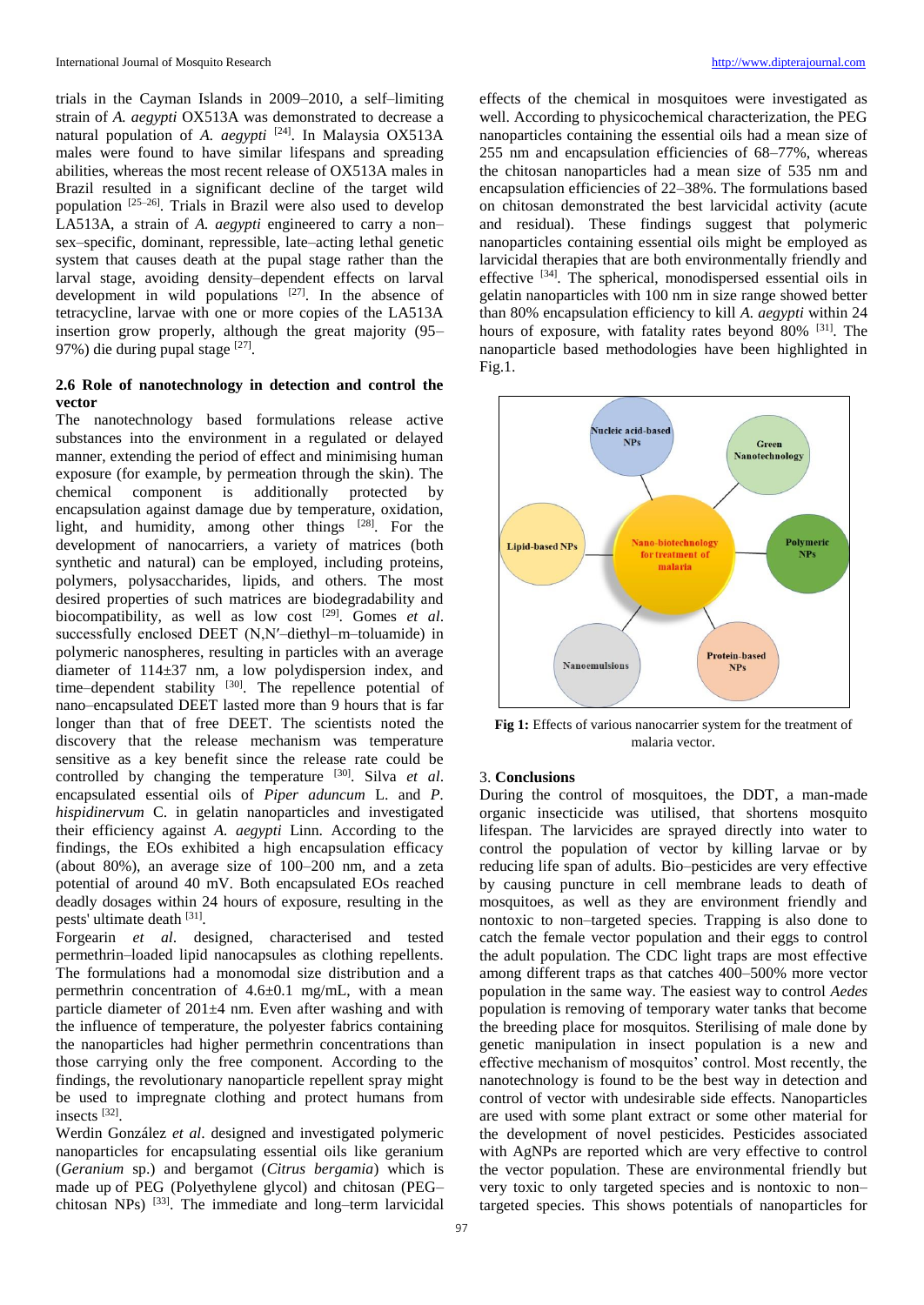trials in the Cayman Islands in 2009–2010, a self–limiting strain of *A. aegypti* OX513A was demonstrated to decrease a natural population of *A. aegypti* [24]. In Malaysia OX513A males were found to have similar lifespans and spreading abilities, whereas the most recent release of OX513A males in Brazil resulted in a significant decline of the target wild population [25–26]. Trials in Brazil were also used to develop LA513A, a strain of *A. aegypti* engineered to carry a non–sex–specific, dominant, repressible, late–acting lethal genetic system that causes death at the pupal stage rather than the larval stage, avoiding density–dependent effects on larval development in wild populations [27]. In the absence of tetracycline, larvae with one or more copies of the LA513A insertion grow properly, although the great majority (95–97%) die during pupal stage [27].

### 2.6 Role of nanotechnology in detection and control the vector

The nanotechnology based formulations release active substances into the environment in a regulated or delayed manner, extending the period of effect and minimising human exposure (for example, by permeation through the skin). The chemical component is additionally protected by encapsulation against damage due by temperature, oxidation, light, and humidity, among other things [28]. For the development of nanocarriers, a variety of matrices (both synthetic and natural) can be employed, including proteins, polymers, polysaccharides, lipids, and others. The most desired properties of such matrices are biodegradability and biocompatibility, as well as low cost [29]. Gomes *et al*. successfully enclosed DEET (N,N′–diethyl–m–toluamide) in polymeric nanospheres, resulting in particles with an average diameter of 114±37 nm, a low polydispersion index, and time–dependent stability [30]. The repellence potential of nano–encapsulated DEET lasted more than 9 hours that is far longer than that of free DEET. The scientists noted the discovery that the release mechanism was temperature sensitive as a key benefit since the release rate could be controlled by changing the temperature [30]. Silva *et al*. encapsulated essential oils of *Piper aduncum* L. and *P. hispidinervum* C. in gelatin nanoparticles and investigated their efficiency against *A. aegypti* Linn. According to the findings, the EOs exhibited a high encapsulation efficacy (about 80%), an average size of 100–200 nm, and a zeta potential of around 40 mV. Both encapsulated EOs reached deadly dosages within 24 hours of exposure, resulting in the pests' ultimate death [31].

Forgearin *et al*. designed, characterised and tested permethrin–loaded lipid nanocapsules as clothing repellents. The formulations had a monomodal size distribution and a permethrin concentration of 4.6±0.1 mg/mL, with a mean particle diameter of 201±4 nm. Even after washing and with the influence of temperature, the polyester fabrics containing the nanoparticles had higher permethrin concentrations than those carrying only the free component. According to the findings, the revolutionary nanoparticle repellent spray might be used to impregnate clothing and protect humans from insects [32].

Werdin González *et al*. designed and investigated polymeric nanoparticles for encapsulating essential oils like geranium (*Geranium* sp.) and bergamot (*Citrus bergamia*) which is made up of PEG (Polyethylene glycol) and chitosan (PEG–chitosan NPs) [33]. The immediate and long–term larvicidal effects of the chemical in mosquitoes were investigated as well. According to physicochemical characterization, the PEG nanoparticles containing the essential oils had a mean size of 255 nm and encapsulation efficiencies of 68–77%, whereas the chitosan nanoparticles had a mean size of 535 nm and encapsulation efficiencies of 22–38%. The formulations based on chitosan demonstrated the best larvicidal activity (acute and residual). These findings suggest that polymeric nanoparticles containing essential oils might be employed as larvicidal therapies that are both environmentally friendly and effective [34]. The spherical, monodispersed essential oils in gelatin nanoparticles with 100 nm in size range showed better than 80% encapsulation efficiency to kill *A. aegypti* within 24 hours of exposure, with fatality rates beyond 80% [31]. The nanoparticle based methodologies have been highlighted in Fig.1.

**Fig 1:** Effects of various nanocarrier system for the treatment of malaria vector.

## 3. Conclusions

During the control of mosquitoes, the DDT, a man-made organic insecticide was utilised, that shortens mosquito lifespan. The larvicides are sprayed directly into water to control the population of vector by killing larvae or by reducing life span of adults. Bio–pesticides are very effective by causing puncture in cell membrane leads to death of mosquitoes, as well as they are environment friendly and nontoxic to non–targeted species. Trapping is also done to catch the female vector population and their eggs to control the adult population. The CDC light traps are most effective among different traps as that catches 400–500% more vector population in the same way. The easiest way to control *Aedes* population is removing of temporary water tanks that become the breeding place for mosquitos. Sterilising of male done by genetic manipulation in insect population is a new and effective mechanism of mosquitos' control. Most recently, the nanotechnology is found to be the best way in detection and control of vector with undesirable side effects. Nanoparticles are used with some plant extract or some other material for the development of novel pesticides. Pesticides associated with AgNPs are reported which are very effective to control the vector population. These are environmental friendly but very toxic to only targeted species and is nontoxic to non–targeted species. This shows potentials of nanoparticles for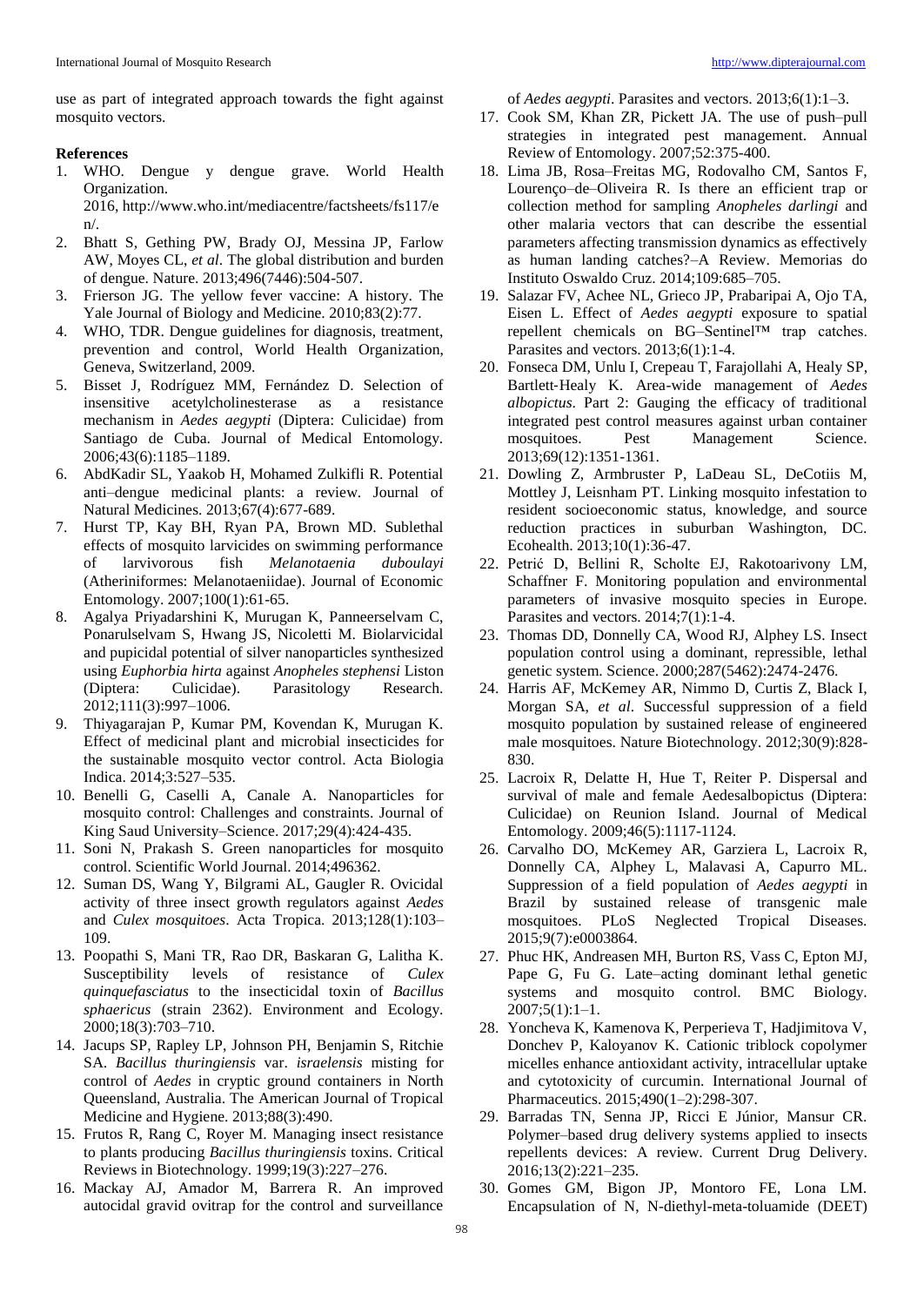use as part of integrated approach towards the fight against mosquito vectors.

## References

1. WHO. Dengue y dengue grave. World Health Organization. 2016, http://www.who.int/mediacentre/factsheets/fs117/en/.
2. Bhatt S, Gething PW, Brady OJ, Messina JP, Farlow AW, Moyes CL, *et al*. The global distribution and burden of dengue. Nature. 2013;496(7446):504-507.
3. Frierson JG. The yellow fever vaccine: A history. The Yale Journal of Biology and Medicine. 2010;83(2):77.
4. WHO, TDR. Dengue guidelines for diagnosis, treatment, prevention and control, World Health Organization, Geneva, Switzerland, 2009.
5. Bisset J, Rodríguez MM, Fernández D. Selection of insensitive acetylcholinesterase as a resistance mechanism in *Aedes aegypti* (Diptera: Culicidae) from Santiago de Cuba. Journal of Medical Entomology. 2006;43(6):1185–1189.
6. AbdKadir SL, Yaakob H, Mohamed Zulkifli R. Potential anti–dengue medicinal plants: a review. Journal of Natural Medicines. 2013;67(4):677-689.
7. Hurst TP, Kay BH, Ryan PA, Brown MD. Sublethal effects of mosquito larvicides on swimming performance of larvivorous fish *Melanotaenia duboulayi* (Atheriniformes: Melanotaeniidae). Journal of Economic Entomology. 2007;100(1):61-65.
8. Agalya Priyadarshini K, Murugan K, Panneerselvam C, Ponarulselvam S, Hwang JS, Nicoletti M. Biolarvicidal and pupicidal potential of silver nanoparticles synthesized using *Euphorbia hirta* against *Anopheles stephensi* Liston (Diptera: Culicidae). Parasitology Research. 2012;111(3):997–1006.
9. Thiyagarajan P, Kumar PM, Kovendan K, Murugan K. Effect of medicinal plant and microbial insecticides for the sustainable mosquito vector control. Acta Biologia Indica. 2014;3:527–535.
10. Benelli G, Caselli A, Canale A. Nanoparticles for mosquito control: Challenges and constraints. Journal of King Saud University–Science. 2017;29(4):424-435.
11. Soni N, Prakash S. Green nanoparticles for mosquito control. Scientific World Journal. 2014;496362.
12. Suman DS, Wang Y, Bilgrami AL, Gaugler R. Ovicidal activity of three insect growth regulators against *Aedes* and *Culex mosquitoes*. Acta Tropica. 2013;128(1):103–109.
13. Poopathi S, Mani TR, Rao DR, Baskaran G, Lalitha K. Susceptibility levels of resistance of *Culex quinquefasciatus* to the insecticidal toxin of *Bacillus sphaericus* (strain 2362). Environment and Ecology. 2000;18(3):703–710.
14. Jacups SP, Rapley LP, Johnson PH, Benjamin S, Ritchie SA. *Bacillus thuringiensis* var. *israelensis* misting for control of *Aedes* in cryptic ground containers in North Queensland, Australia. The American Journal of Tropical Medicine and Hygiene. 2013;88(3):490.
15. Frutos R, Rang C, Royer M. Managing insect resistance to plants producing *Bacillus thuringiensis* toxins. Critical Reviews in Biotechnology. 1999;19(3):227–276.
16. Mackay AJ, Amador M, Barrera R. An improved autocidal gravid ovitrap for the control and surveillance of *Aedes aegypti*. Parasites and vectors. 2013;6(1):1–3.
17. Cook SM, Khan ZR, Pickett JA. The use of push–pull strategies in integrated pest management. Annual Review of Entomology. 2007;52:375-400.
18. Lima JB, Rosa–Freitas MG, Rodovalho CM, Santos F, Lourenço–de–Oliveira R. Is there an efficient trap or collection method for sampling *Anopheles darlingi* and other malaria vectors that can describe the essential parameters affecting transmission dynamics as effectively as human landing catches?–A Review. Memorias do Instituto Oswaldo Cruz. 2014;109:685–705.
19. Salazar FV, Achee NL, Grieco JP, Prabaripai A, Ojo TA, Eisen L. Effect of *Aedes aegypti* exposure to spatial repellent chemicals on BG–Sentinel™ trap catches. Parasites and vectors. 2013;6(1):1-4.
20. Fonseca DM, Unlu I, Crepeau T, Farajollahi A, Healy SP, Bartlett‐Healy K. Area‐wide management of *Aedes albopictus*. Part 2: Gauging the efficacy of traditional integrated pest control measures against urban container mosquitoes. Pest Management Science. 2013;69(12):1351-1361.
21. Dowling Z, Armbruster P, LaDeau SL, DeCotiis M, Mottley J, Leisnham PT. Linking mosquito infestation to resident socioeconomic status, knowledge, and source reduction practices in suburban Washington, DC. Ecohealth. 2013;10(1):36-47.
22. Petrić D, Bellini R, Scholte EJ, Rakotoarivony LM, Schaffner F. Monitoring population and environmental parameters of invasive mosquito species in Europe. Parasites and vectors. 2014;7(1):1-4.
23. Thomas DD, Donnelly CA, Wood RJ, Alphey LS. Insect population control using a dominant, repressible, lethal genetic system. Science. 2000;287(5462):2474-2476.
24. Harris AF, McKemey AR, Nimmo D, Curtis Z, Black I, Morgan SA, *et al*. Successful suppression of a field mosquito population by sustained release of engineered male mosquitoes. Nature Biotechnology. 2012;30(9):828-830.
25. Lacroix R, Delatte H, Hue T, Reiter P. Dispersal and survival of male and female Aedesalbopictus (Diptera: Culicidae) on Reunion Island. Journal of Medical Entomology. 2009;46(5):1117-1124.
26. Carvalho DO, McKemey AR, Garziera L, Lacroix R, Donnelly CA, Alphey L, Malavasi A, Capurro ML. Suppression of a field population of *Aedes aegypti* in Brazil by sustained release of transgenic male mosquitoes. PLoS Neglected Tropical Diseases. 2015;9(7):e0003864.
27. Phuc HK, Andreasen MH, Burton RS, Vass C, Epton MJ, Pape G, Fu G. Late–acting dominant lethal genetic systems and mosquito control. BMC Biology. 2007;5(1):1–1.
28. Yoncheva K, Kamenova K, Perperieva T, Hadjimitova V, Donchev P, Kaloyanov K. Cationic triblock copolymer micelles enhance antioxidant activity, intracellular uptake and cytotoxicity of curcumin. International Journal of Pharmaceutics. 2015;490(1–2):298-307.
29. Barradas TN, Senna JP, Ricci E Júnior, Mansur CR. Polymer–based drug delivery systems applied to insects repellents devices: A review. Current Drug Delivery. 2016;13(2):221–235.
30. Gomes GM, Bigon JP, Montoro FE, Lona LM. Encapsulation of N, N-diethyl-meta-toluamide (DEET)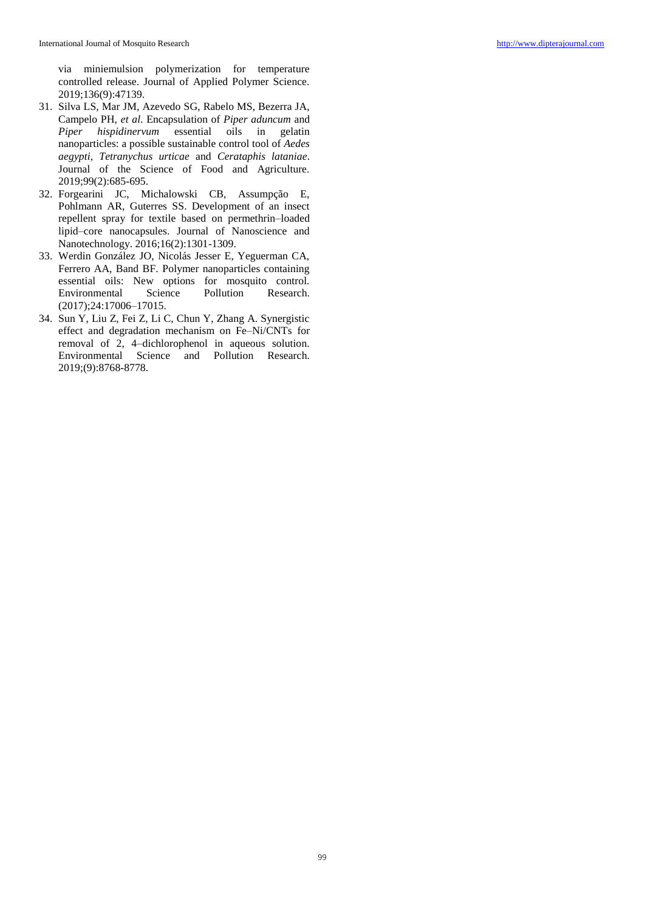via miniemulsion polymerization for temperature controlled release. Journal of Applied Polymer Science. 2019;136(9):47139.

31. Silva LS, Mar JM, Azevedo SG, Rabelo MS, Bezerra JA, Campelo PH, *et al*. Encapsulation of *Piper aduncum* and *Piper hispidinervum* essential oils in gelatin nanoparticles: a possible sustainable control tool of *Aedes aegypti*, *Tetranychus urticae* and *Cerataphis lataniae*. Journal of the Science of Food and Agriculture. 2019;99(2):685-695.
32. Forgearini JC, Michalowski CB, Assumpção E, Pohlmann AR, Guterres SS. Development of an insect repellent spray for textile based on permethrin–loaded lipid–core nanocapsules. Journal of Nanoscience and Nanotechnology. 2016;16(2):1301-1309.
33. Werdin González JO, Nicolás Jesser E, Yeguerman CA, Ferrero AA, Band BF. Polymer nanoparticles containing essential oils: New options for mosquito control. Environmental Science Pollution Research. (2017);24:17006–17015.
34. Sun Y, Liu Z, Fei Z, Li C, Chun Y, Zhang A. Synergistic effect and degradation mechanism on Fe–Ni/CNTs for removal of 2, 4–dichlorophenol in aqueous solution. Environmental Science and Pollution Research. 2019;(9):8768-8778.